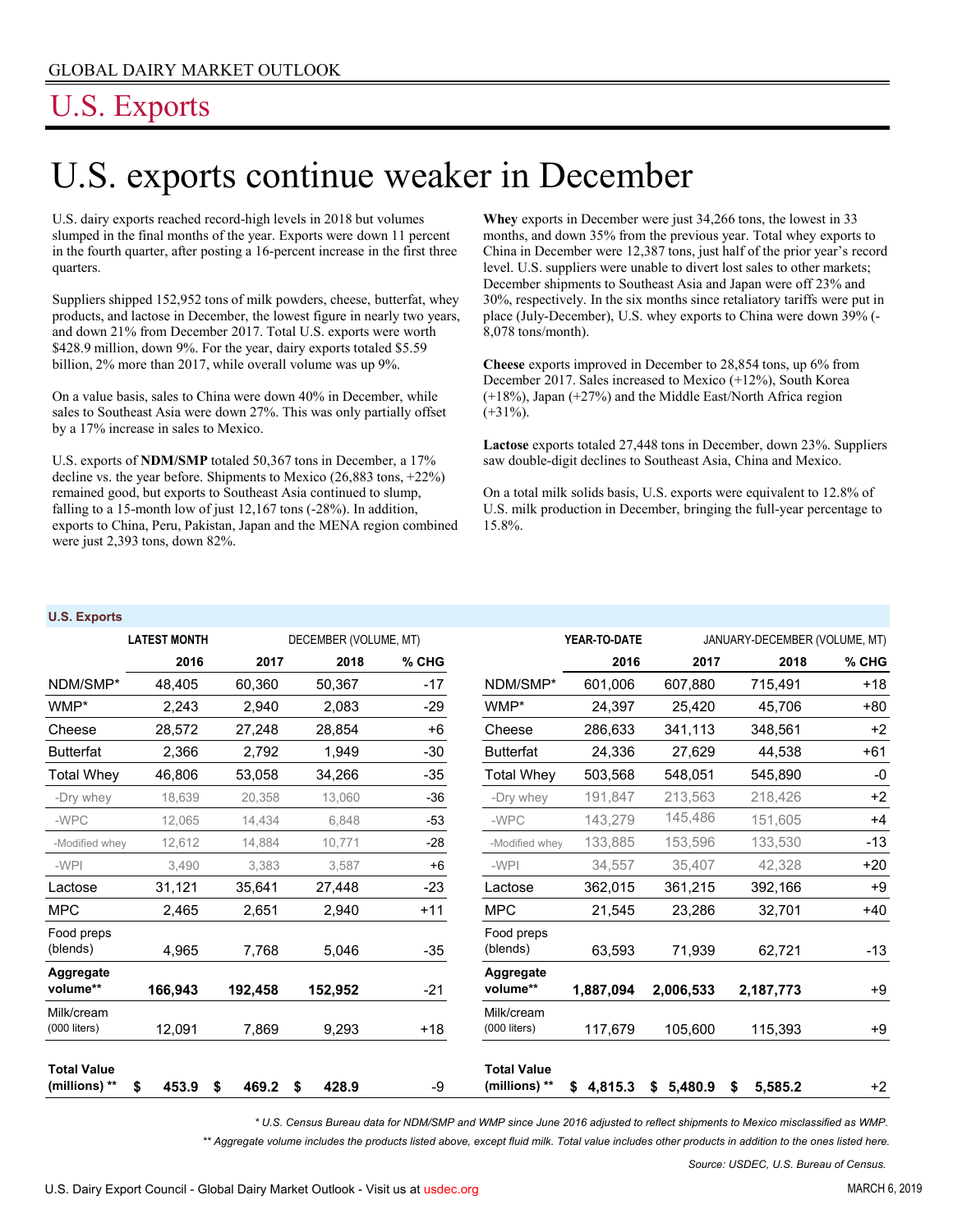GLOBAL DAIRY MARKET OUTLOOK

# U.S. Exports

## U.S. exports continue weaker in December

U.S. dairy exports reached record-high levels in 2018 but volumes slumped in the final months of the year. Exports were down 11 percent in the fourth quarter, after posting a 16-percent increase in the first three quarters.

Suppliers shipped 152,952 tons of milk powders, cheese, butterfat, whey products, and lactose in December, the lowest figure in nearly two years, and down 21% from December 2017. Total U.S. exports were worth $428.9 million, down 9%. For the year, dairy exports totaled $5.59 billion, 2% more than 2017, while overall volume was up 9%.

On a value basis, sales to China were down 40% in December, while sales to Southeast Asia were down 27%. This was only partially offset by a 17% increase in sales to Mexico.

U.S. exports of **NDM/SMP** totaled 50,367 tons in December, a 17% decline vs. the year before. Shipments to Mexico (26,883 tons, +22%) remained good, but exports to Southeast Asia continued to slump, falling to a 15-month low of just 12,167 tons (-28%). In addition, exports to China, Peru, Pakistan, Japan and the MENA region combined were just 2,393 tons, down 82%.

**Whey** exports in December were just 34,266 tons, the lowest in 33 months, and down 35% from the previous year. Total whey exports to China in December were 12,387 tons, just half of the prior year's record level. U.S. suppliers were unable to divert lost sales to other markets; December shipments to Southeast Asia and Japan were off 23% and 30%, respectively. In the six months since retaliatory tariffs were put in place (July-December), U.S. whey exports to China were down 39% (-8,078 tons/month).

**Cheese** exports improved in December to 28,854 tons, up 6% from December 2017. Sales increased to Mexico (+12%), South Korea (+18%), Japan (+27%) and the Middle East/North Africa region (+31%).

**Lactose** exports totaled 27,448 tons in December, down 23%. Suppliers saw double-digit declines to Southeast Asia, China and Mexico.

On a total milk solids basis, U.S. exports were equivalent to 12.8% of U.S. milk production in December, bringing the full-year percentage to 15.8%.

**U.S. Exports**

| | LATEST MONTH | DECEMBER (VOLUME, MT) | | | YEAR-TO-DATE | JANUARY-DECEMBER (VOLUME, MT) | | |
|---|---|---|---|---|---|---|---|---|
| | 2016 | 2017 | 2018 | % CHG | 2016 | 2017 | 2018 | % CHG |
| NDM/SMP* | 48,405 | 60,360 | 50,367 | -17 | 601,006 | 607,880 | 715,491 | +18 |
| WMP* | 2,243 | 2,940 | 2,083 | -29 | 24,397 | 25,420 | 45,706 | +80 |
| Cheese | 28,572 | 27,248 | 28,854 | +6 | 286,633 | 341,113 | 348,561 | +2 |
| Butterfat | 2,366 | 2,792 | 1,949 | -30 | 24,336 | 27,629 | 44,538 | +61 |
| Total Whey | 46,806 | 53,058 | 34,266 | -35 | 503,568 | 548,051 | 545,890 | -0 |
| -Dry whey | 18,639 | 20,358 | 13,060 | -36 | 191,847 | 213,563 | 218,426 | +2 |
| -WPC | 12,065 | 14,434 | 6,848 | -53 | 143,279 | 145,486 | 151,605 | +4 |
| -Modified whey | 12,612 | 14,884 | 10,771 | -28 | 133,885 | 153,596 | 133,530 | -13 |
| -WPI | 3,490 | 3,383 | 3,587 | +6 | 34,557 | 35,407 | 42,328 | +20 |
| Lactose | 31,121 | 35,641 | 27,448 | -23 | 362,015 | 361,215 | 392,166 | +9 |
| MPC | 2,465 | 2,651 | 2,940 | +11 | 21,545 | 23,286 | 32,701 | +40 |
| Food preps (blends) | 4,965 | 7,768 | 5,046 | -35 | 63,593 | 71,939 | 62,721 | -13 |
| **Aggregate volume\*\*** | **166,943** | **192,458** | **152,952** | -21 | **1,887,094** | **2,006,533** | **2,187,773** | +9 |
| Milk/cream (000 liters) | 12,091 | 7,869 | 9,293 | +18 | 117,679 | 105,600 | 115,393 | +9 |
| **Total Value (millions) \*\*** | **$ 453.9** | **$ 469.2** | **$ 428.9** | -9 | **$ 4,815.3** | **$ 5,480.9** | **$ 5,585.2** | +2 |

*\* U.S. Census Bureau data for NDM/SMP and WMP since June 2016 adjusted to reflect shipments to Mexico misclassified as WMP.*

*\*\* Aggregate volume includes the products listed above, except fluid milk. Total value includes other products in addition to the ones listed here.*

*Source: USDEC, U.S. Bureau of Census.*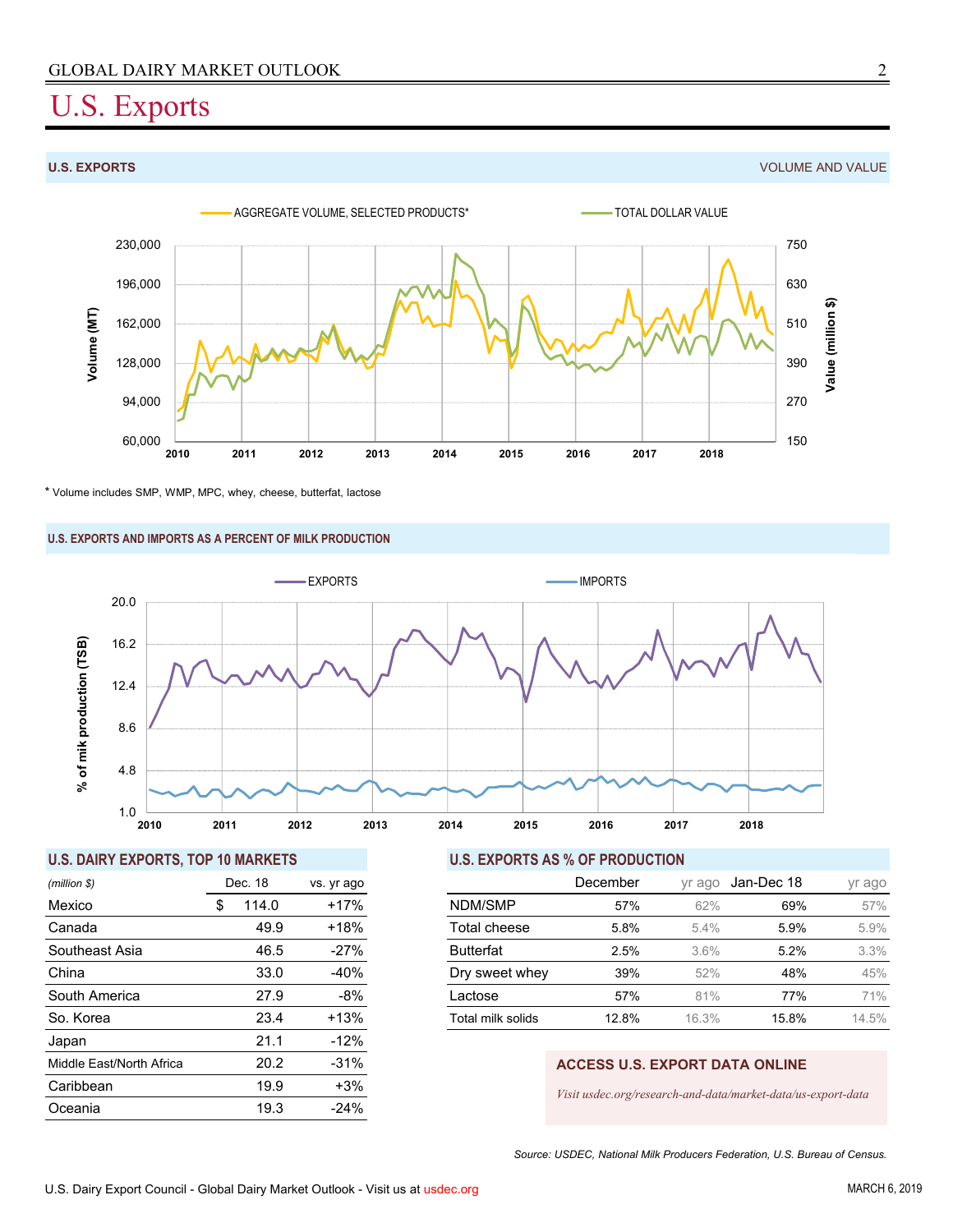# U.S. Exports

## U.S. EXPORTS

VOLUME AND VALUE

AGGREGATE VOLUME, SELECTED PRODUCTS*

TOTAL DOLLAR VALUE

\* Volume includes SMP, WMP, MPC, whey, cheese, butterfat, lactose

## U.S. EXPORTS AND IMPORTS AS A PERCENT OF MILK PRODUCTION

EXPORTS

IMPORTS

## U.S. DAIRY EXPORTS, TOP 10 MARKETS

| *(million $)* | Dec. 18 | vs. yr ago |
|---|---|---|
| Mexico | $ 114.0 | +17% |
| Canada | 49.9 | +18% |
| Southeast Asia | 46.5 | -27% |
| China | 33.0 | -40% |
| South America | 27.9 | -8% |
| So. Korea | 23.4 | +13% |
| Japan | 21.1 | -12% |
| Middle East/North Africa | 20.2 | -31% |
| Caribbean | 19.9 | +3% |
| Oceania | 19.3 | -24% |

## U.S. EXPORTS AS % OF PRODUCTION

| | December | yr ago | Jan-Dec 18 | yr ago |
|---|---|---|---|---|
| NDM/SMP | 57% | 62% | 69% | 57% |
| Total cheese | 5.8% | 5.4% | 5.9% | 5.9% |
| Butterfat | 2.5% | 3.6% | 5.2% | 3.3% |
| Dry sweet whey | 39% | 52% | 48% | 45% |
| Lactose | 57% | 81% | 77% | 71% |
| Total milk solids | 12.8% | 16.3% | 15.8% | 14.5% |

**ACCESS U.S. EXPORT DATA ONLINE**

*Visit usdec.org/research-and-data/market-data/us-export-data*

*Source: USDEC, National Milk Producers Federation, U.S. Bureau of Census.*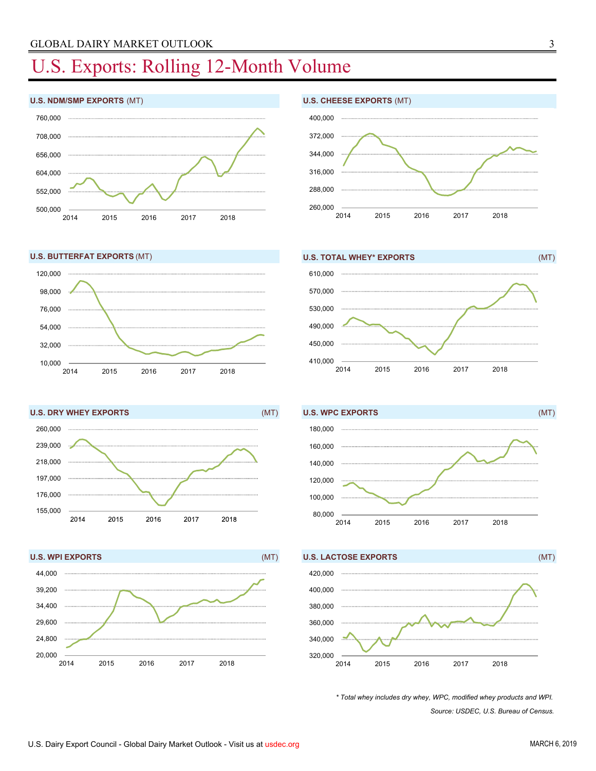# U.S. Exports: Rolling 12-Month Volume

**U.S. NDM/SMP EXPORTS** (MT)

760,000
708,000
656,000
604,000
552,000
500,000
2014 2015 2016 2017 2018

**U.S. CHEESE EXPORTS** (MT)

400,000
372,000
344,000
316,000
288,000
260,000
2014 2015 2016 2017 2018

**U.S. BUTTERFAT EXPORTS** (MT)

120,000
98,000
76,000
54,000
32,000
10,000
2014 2015 2016 2017 2018

**U.S. TOTAL WHEY* EXPORTS** (MT)

610,000
570,000
530,000
490,000
450,000
410,000
2014 2015 2016 2017 2018

**U.S. DRY WHEY EXPORTS** (MT)

260,000
239,000
218,000
197,000
176,000
155,000
2014 2015 2016 2017 2018

**U.S. WPC EXPORTS** (MT)

180,000
160,000
140,000
120,000
100,000
80,000
2014 2015 2016 2017 2018

**U.S. WPI EXPORTS** (MT)

44,000
39,200
34,400
29,600
24,800
20,000
2014 2015 2016 2017 2018

**U.S. LACTOSE EXPORTS** (MT)

420,000
400,000
380,000
360,000
340,000
320,000
2014 2015 2016 2017 2018

*\* Total whey includes dry whey, WPC, modified whey products and WPI.*

*Source: USDEC, U.S. Bureau of Census.*